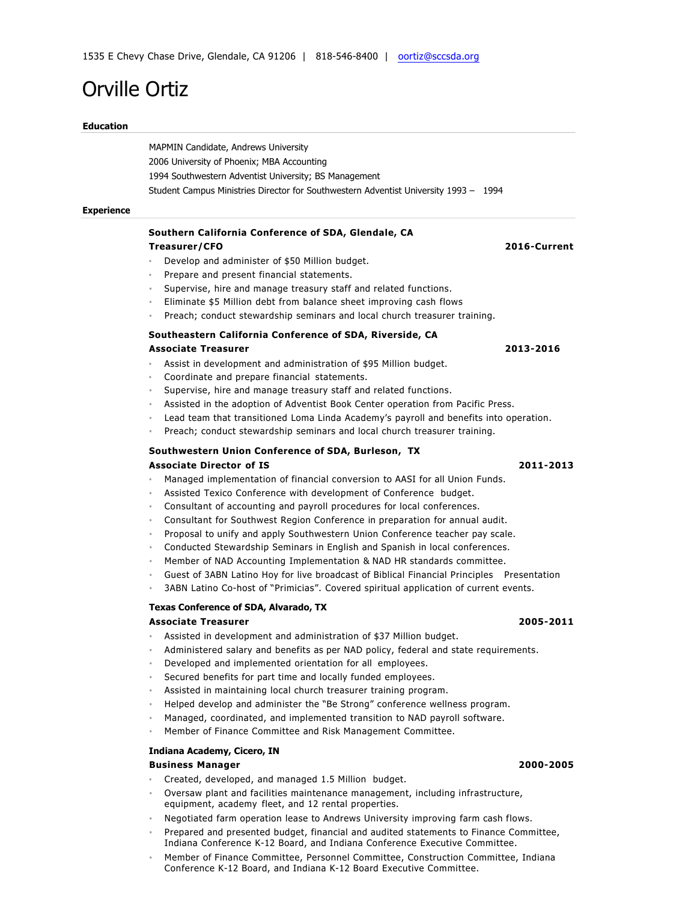1535 E Chevy Chase Drive, Glendale, CA 91206 | 818-546-8400 | oortiz@sccsda.org

# Orville Ortiz

## Education

MAPMIN Candidate, Andrews University
2006 University of Phoenix; MBA Accounting
1994 Southwestern Adventist University; BS Management
Student Campus Ministries Director for Southwestern Adventist University 1993 – 1994

## Experience

**Southern California Conference of SDA, Glendale, CA**
**Treasurer/CFO** **2016-Current**

- Develop and administer of $50 Million budget.
- Prepare and present financial statements.
- Supervise, hire and manage treasury staff and related functions.
- Eliminate $5 Million debt from balance sheet improving cash flows
- Preach; conduct stewardship seminars and local church treasurer training.

**Southeastern California Conference of SDA, Riverside, CA**
**Associate Treasurer** **2013-2016**

- Assist in development and administration of $95 Million budget.
- Coordinate and prepare financial statements.
- Supervise, hire and manage treasury staff and related functions.
- Assisted in the adoption of Adventist Book Center operation from Pacific Press.
- Lead team that transitioned Loma Linda Academy's payroll and benefits into operation.
- Preach; conduct stewardship seminars and local church treasurer training.

**Southwestern Union Conference of SDA, Burleson, TX**
**Associate Director of IS** **2011-2013**

- Managed implementation of financial conversion to AASI for all Union Funds.
- Assisted Texico Conference with development of Conference budget.
- Consultant of accounting and payroll procedures for local conferences.
- Consultant for Southwest Region Conference in preparation for annual audit.
- Proposal to unify and apply Southwestern Union Conference teacher pay scale.
- Conducted Stewardship Seminars in English and Spanish in local conferences.
- Member of NAD Accounting Implementation & NAD HR standards committee.
- Guest of 3ABN Latino Hoy for live broadcast of Biblical Financial Principles Presentation
- 3ABN Latino Co-host of "Primicias". Covered spiritual application of current events.

**Texas Conference of SDA, Alvarado, TX**
**Associate Treasurer** **2005-2011**

- Assisted in development and administration of $37 Million budget.
- Administered salary and benefits as per NAD policy, federal and state requirements.
- Developed and implemented orientation for all employees.
- Secured benefits for part time and locally funded employees.
- Assisted in maintaining local church treasurer training program.
- Helped develop and administer the "Be Strong" conference wellness program.
- Managed, coordinated, and implemented transition to NAD payroll software.
- Member of Finance Committee and Risk Management Committee.

**Indiana Academy, Cicero, IN**
**Business Manager** **2000-2005**

- Created, developed, and managed 1.5 Million budget.
- Oversaw plant and facilities maintenance management, including infrastructure, equipment, academy fleet, and 12 rental properties.
- Negotiated farm operation lease to Andrews University improving farm cash flows.
- Prepared and presented budget, financial and audited statements to Finance Committee, Indiana Conference K-12 Board, and Indiana Conference Executive Committee.
- Member of Finance Committee, Personnel Committee, Construction Committee, Indiana Conference K-12 Board, and Indiana K-12 Board Executive Committee.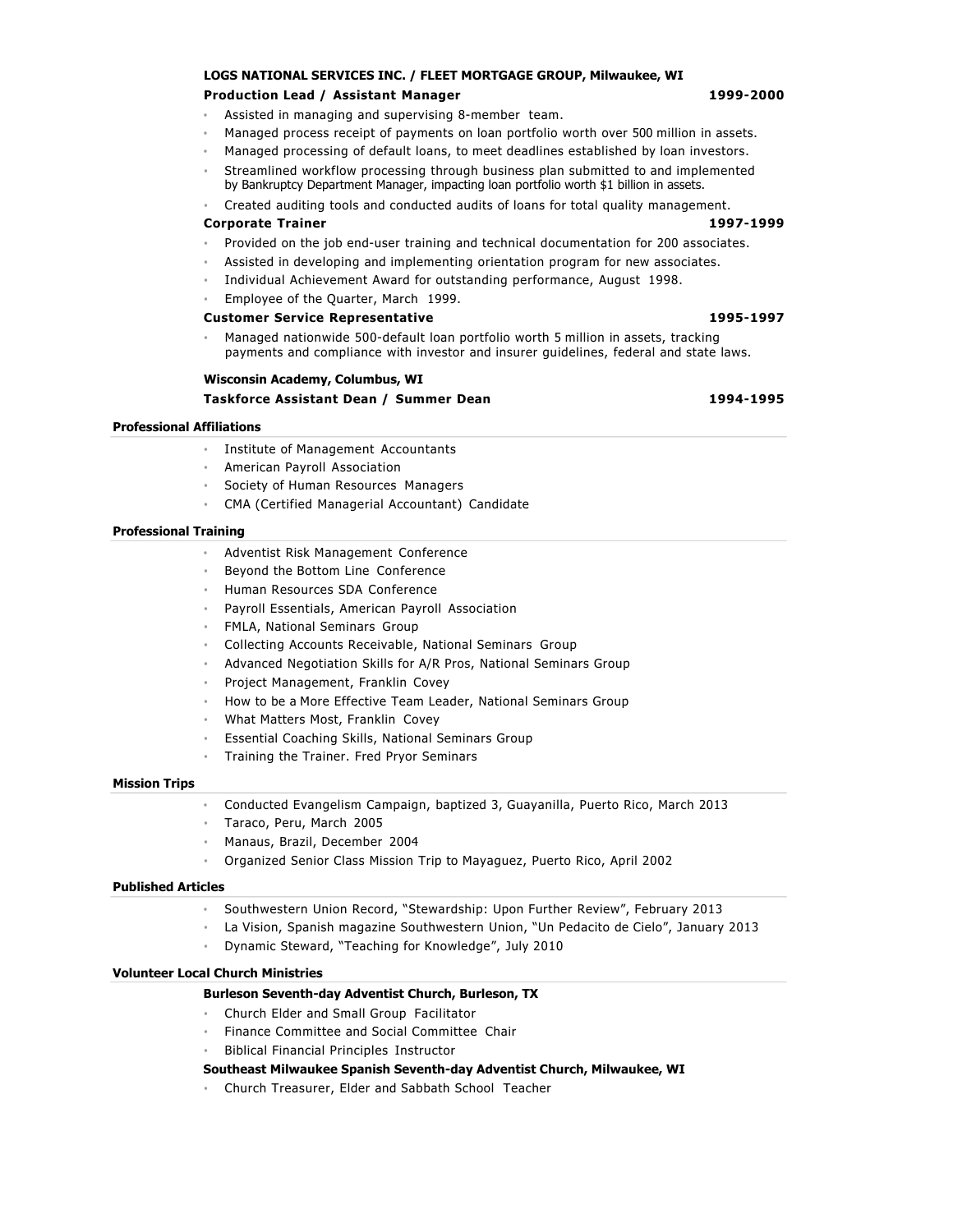**LOGS NATIONAL SERVICES INC. / FLEET MORTGAGE GROUP, Milwaukee, WI**

**Production Lead / Assistant Manager** **1999-2000**

- Assisted in managing and supervising 8-member team.
- Managed process receipt of payments on loan portfolio worth over 500 million in assets.
- Managed processing of default loans, to meet deadlines established by loan investors.
- Streamlined workflow processing through business plan submitted to and implemented by Bankruptcy Department Manager, impacting loan portfolio worth $1 billion in assets.
- Created auditing tools and conducted audits of loans for total quality management.

**Corporate Trainer** **1997-1999**

- Provided on the job end-user training and technical documentation for 200 associates.
- Assisted in developing and implementing orientation program for new associates.
- Individual Achievement Award for outstanding performance, August 1998.
- Employee of the Quarter, March 1999.

**Customer Service Representative** **1995-1997**

- Managed nationwide 500-default loan portfolio worth 5 million in assets, tracking payments and compliance with investor and insurer guidelines, federal and state laws.

**Wisconsin Academy, Columbus, WI**

**Taskforce Assistant Dean / Summer Dean** **1994-1995**

## Professional Affiliations

- Institute of Management Accountants
- American Payroll Association
- Society of Human Resources Managers
- CMA (Certified Managerial Accountant) Candidate

## Professional Training

- Adventist Risk Management Conference
- Beyond the Bottom Line Conference
- Human Resources SDA Conference
- Payroll Essentials, American Payroll Association
- FMLA, National Seminars Group
- Collecting Accounts Receivable, National Seminars Group
- Advanced Negotiation Skills for A/R Pros, National Seminars Group
- Project Management, Franklin Covey
- How to be a More Effective Team Leader, National Seminars Group
- What Matters Most, Franklin Covey
- Essential Coaching Skills, National Seminars Group
- Training the Trainer. Fred Pryor Seminars

## Mission Trips

- Conducted Evangelism Campaign, baptized 3, Guayanilla, Puerto Rico, March 2013
- Taraco, Peru, March 2005
- Manaus, Brazil, December 2004
- Organized Senior Class Mission Trip to Mayaguez, Puerto Rico, April 2002

## Published Articles

- Southwestern Union Record, "Stewardship: Upon Further Review", February 2013
- La Vision, Spanish magazine Southwestern Union, "Un Pedacito de Cielo", January 2013
- Dynamic Steward, "Teaching for Knowledge", July 2010

## Volunteer Local Church Ministries

**Burleson Seventh-day Adventist Church, Burleson, TX**

- Church Elder and Small Group Facilitator
- Finance Committee and Social Committee Chair
- Biblical Financial Principles Instructor

**Southeast Milwaukee Spanish Seventh-day Adventist Church, Milwaukee, WI**

- Church Treasurer, Elder and Sabbath School Teacher